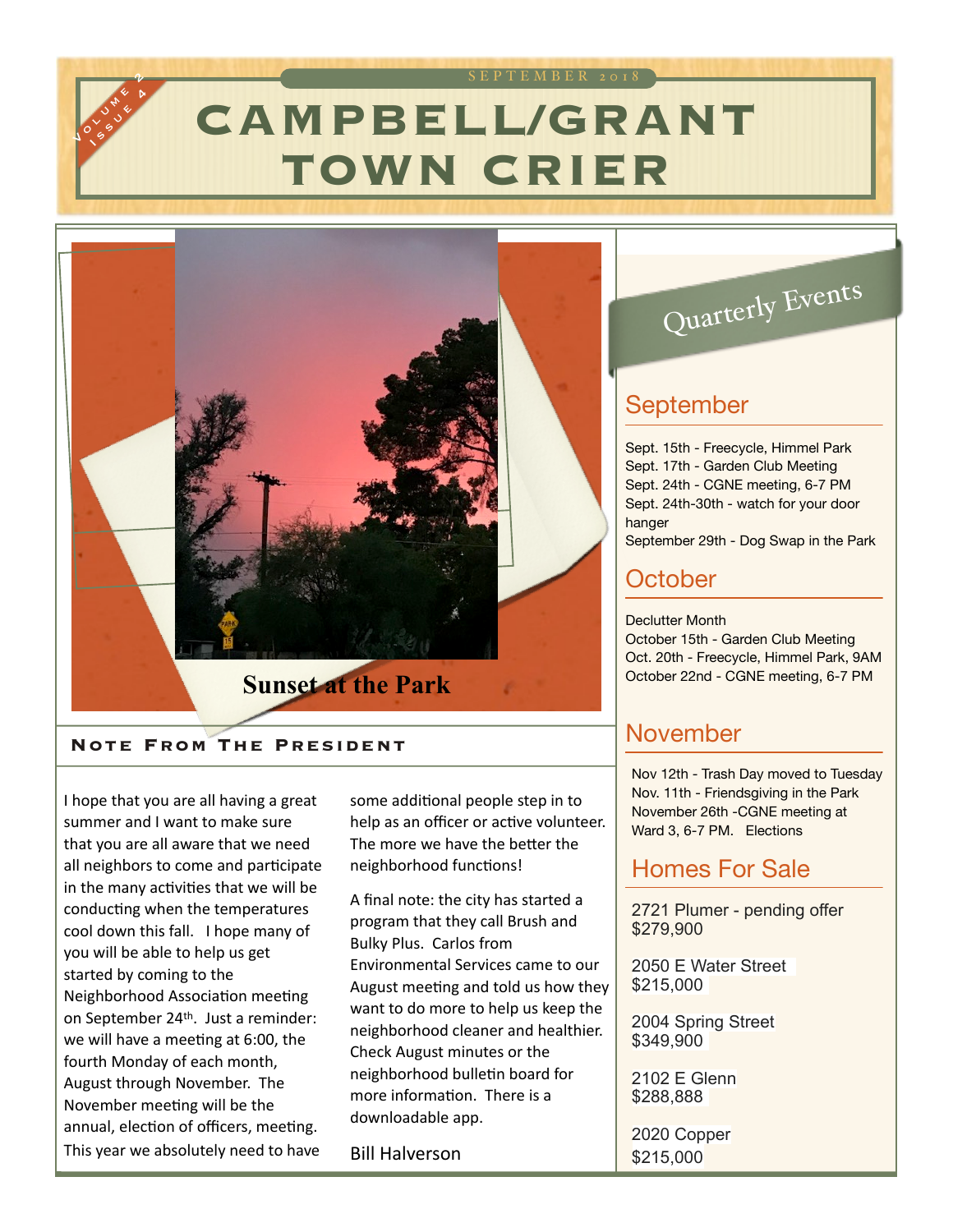Volume 2 Issue 4

SEPTEMBER 2018

# CAMPBELL/GRANT TOWN CRIER

Sunset at the Park

## Note From The President

I hope that you are all having a great summer and I want to make sure that you are all aware that we need all neighbors to come and participate in the many activities that we will be conducting when the temperatures cool down this fall. I hope many of you will be able to help us get started by coming to the Neighborhood Association meeting on September 24th. Just a reminder: we will have a meeting at 6:00, the fourth Monday of each month, August through November. The November meeting will be the annual, election of officers, meeting. This year we absolutely need to have some additional people step in to help as an officer or active volunteer. The more we have the better the neighborhood functions!

A final note: the city has started a program that they call Brush and Bulky Plus. Carlos from Environmental Services came to our August meeting and told us how they want to do more to help us keep the neighborhood cleaner and healthier. Check August minutes or the neighborhood bulletin board for more information. There is a downloadable app.

Bill Halverson

## Quarterly Events

### September

Sept. 15th - Freecycle, Himmel Park
Sept. 17th - Garden Club Meeting
Sept. 24th - CGNE meeting, 6-7 PM
Sept. 24th-30th - watch for your door hanger
September 29th - Dog Swap in the Park

### October

Declutter Month
October 15th - Garden Club Meeting
Oct. 20th - Freecycle, Himmel Park, 9AM
October 22nd - CGNE meeting, 6-7 PM

### November

Nov 12th - Trash Day moved to Tuesday
Nov. 11th - Friendsgiving in the Park
November 26th -CGNE meeting at Ward 3, 6-7 PM. Elections

### Homes For Sale

2721 Plumer - pending offer
$279,900

2050 E Water Street
$215,000

2004 Spring Street
$349,900

2102 E Glenn
$288,888

2020 Copper
$215,000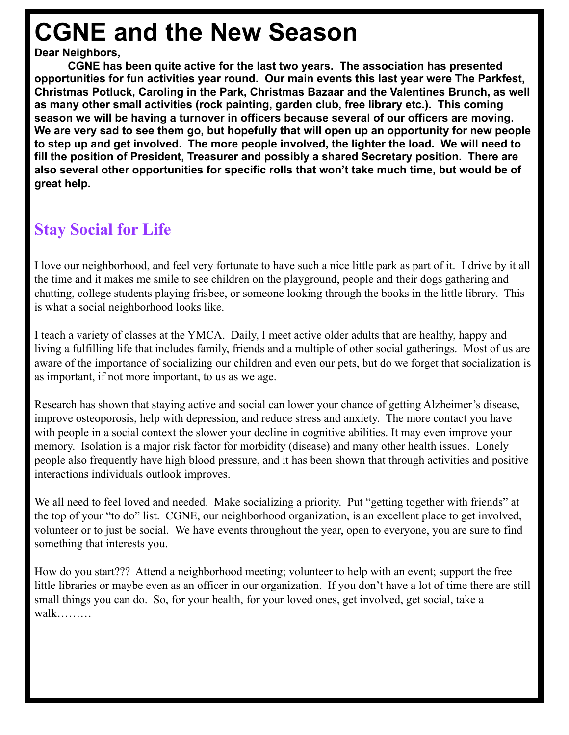# CGNE and the New Season

**Dear Neighbors,**

**CGNE has been quite active for the last two years. The association has presented opportunities for fun activities year round. Our main events this last year were The Parkfest, Christmas Potluck, Caroling in the Park, Christmas Bazaar and the Valentines Brunch, as well as many other small activities (rock painting, garden club, free library etc.). This coming season we will be having a turnover in officers because several of our officers are moving. We are very sad to see them go, but hopefully that will open up an opportunity for new people to step up and get involved. The more people involved, the lighter the load. We will need to fill the position of President, Treasurer and possibly a shared Secretary position. There are also several other opportunities for specific rolls that won't take much time, but would be of great help.**

## Stay Social for Life

I love our neighborhood, and feel very fortunate to have such a nice little park as part of it. I drive by it all the time and it makes me smile to see children on the playground, people and their dogs gathering and chatting, college students playing frisbee, or someone looking through the books in the little library. This is what a social neighborhood looks like.

I teach a variety of classes at the YMCA. Daily, I meet active older adults that are healthy, happy and living a fulfilling life that includes family, friends and a multiple of other social gatherings. Most of us are aware of the importance of socializing our children and even our pets, but do we forget that socialization is as important, if not more important, to us as we age.

Research has shown that staying active and social can lower your chance of getting Alzheimer's disease, improve osteoporosis, help with depression, and reduce stress and anxiety. The more contact you have with people in a social context the slower your decline in cognitive abilities. It may even improve your memory. Isolation is a major risk factor for morbidity (disease) and many other health issues. Lonely people also frequently have high blood pressure, and it has been shown that through activities and positive interactions individuals outlook improves.

We all need to feel loved and needed. Make socializing a priority. Put "getting together with friends" at the top of your "to do" list. CGNE, our neighborhood organization, is an excellent place to get involved, volunteer or to just be social. We have events throughout the year, open to everyone, you are sure to find something that interests you.

How do you start??? Attend a neighborhood meeting; volunteer to help with an event; support the free little libraries or maybe even as an officer in our organization. If you don't have a lot of time there are still small things you can do. So, for your health, for your loved ones, get involved, get social, take a walk………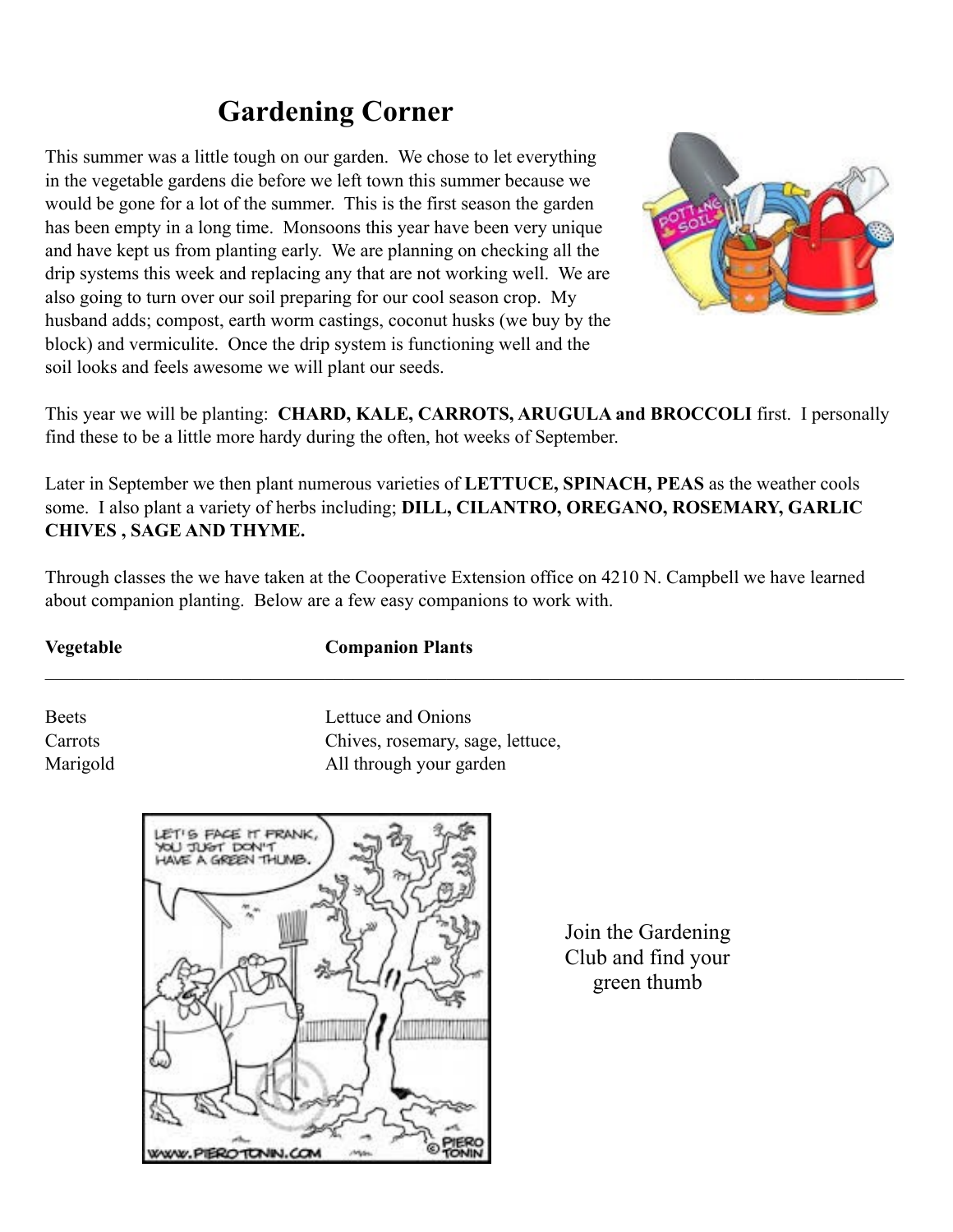# Gardening Corner

This summer was a little tough on our garden. We chose to let everything in the vegetable gardens die before we left town this summer because we would be gone for a lot of the summer. This is the first season the garden has been empty in a long time. Monsoons this year have been very unique and have kept us from planting early. We are planning on checking all the drip systems this week and replacing any that are not working well. We are also going to turn over our soil preparing for our cool season crop. My husband adds; compost, earth worm castings, coconut husks (we buy by the block) and vermiculite. Once the drip system is functioning well and the soil looks and feels awesome we will plant our seeds.

This year we will be planting: **CHARD, KALE, CARROTS, ARUGULA and BROCCOLI** first. I personally find these to be a little more hardy during the often, hot weeks of September.

Later in September we then plant numerous varieties of **LETTUCE, SPINACH, PEAS** as the weather cools some. I also plant a variety of herbs including; **DILL, CILANTRO, OREGANO, ROSEMARY, GARLIC CHIVES , SAGE AND THYME.**

Through classes the we have taken at the Cooperative Extension office on 4210 N. Campbell we have learned about companion planting. Below are a few easy companions to work with.

| Vegetable | Companion Plants |
|---|---|
| Beets | Lettuce and Onions |
| Carrots | Chives, rosemary, sage, lettuce, |
| Marigold | All through your garden |

Join the Gardening Club and find your green thumb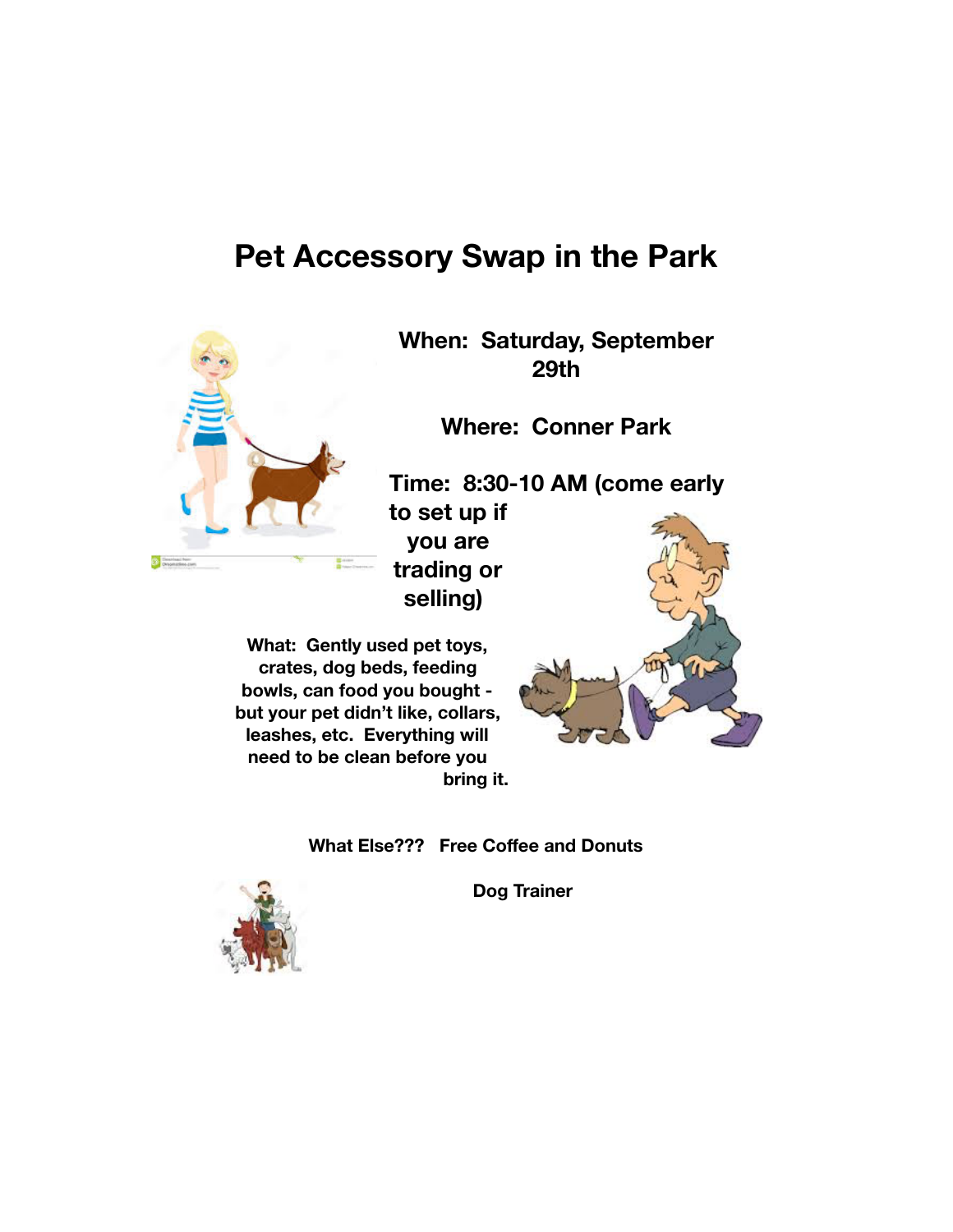# Pet Accessory Swap in the Park

**When: Saturday, September 29th**

**Where: Conner Park**

**Time: 8:30-10 AM (come early to set up if you are trading or selling)**

**What: Gently used pet toys, crates, dog beds, feeding bowls, can food you bought - but your pet didn't like, collars, leashes, etc. Everything will need to be clean before you bring it.**

**What Else??? Free Coffee and Donuts**

**Dog Trainer**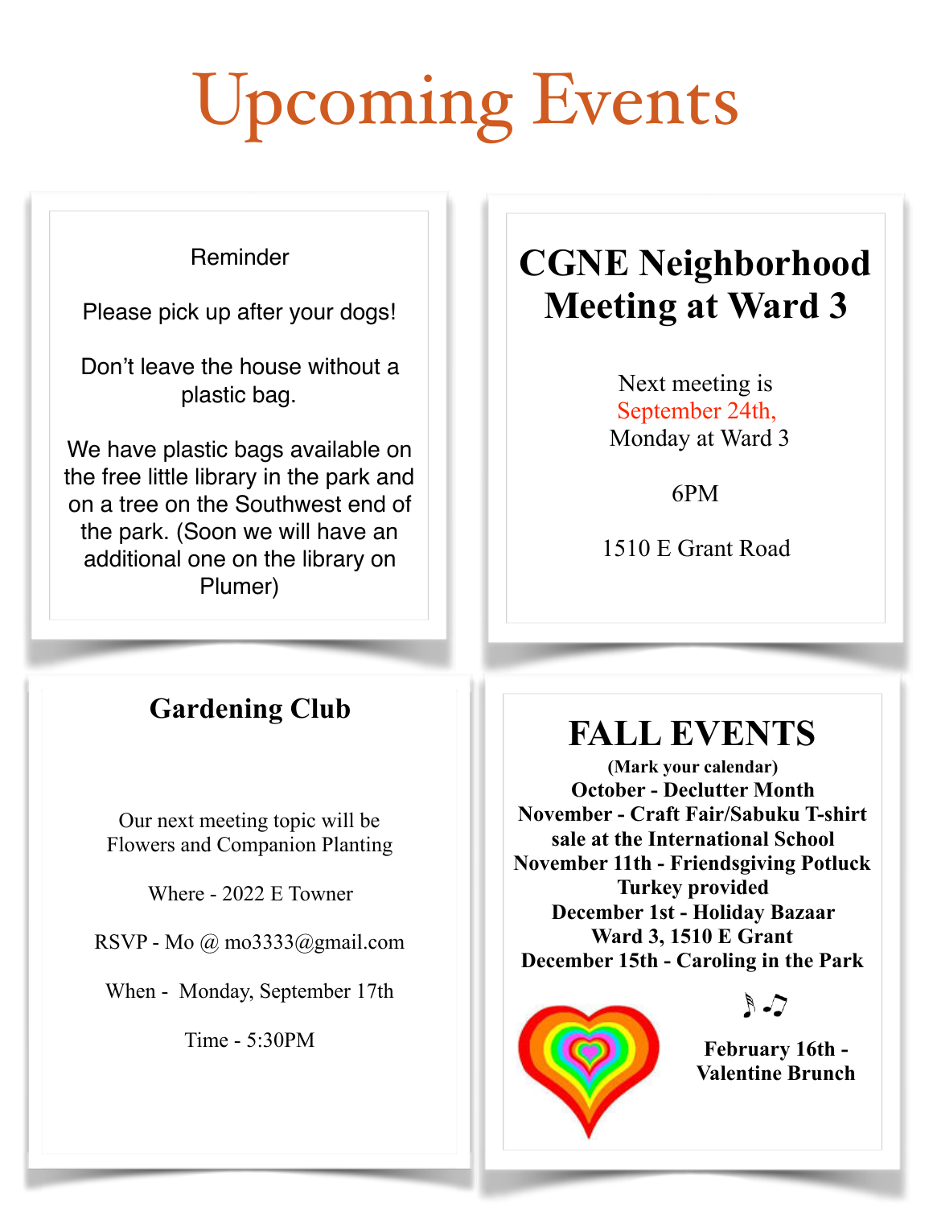# Upcoming Events

Reminder

Please pick up after your dogs!

Don't leave the house without a plastic bag.

We have plastic bags available on the free little library in the park and on a tree on the Southwest end of the park. (Soon we will have an additional one on the library on Plumer)

## CGNE Neighborhood Meeting at Ward 3

Next meeting is September 24th, Monday at Ward 3

6PM

1510 E Grant Road

## Gardening Club

Our next meeting topic will be Flowers and Companion Planting

Where - 2022 E Towner

RSVP - Mo @ mo3333@gmail.com

When - Monday, September 17th

Time - 5:30PM

## FALL EVENTS

**(Mark your calendar)**

**October - Declutter Month**

**November - Craft Fair/Sabuku T-shirt sale at the International School**

**November 11th - Friendsgiving Potluck Turkey provided**

**December 1st - Holiday Bazaar Ward 3, 1510 E Grant**

**December 15th - Caroling in the Park**

**February 16th - Valentine Brunch**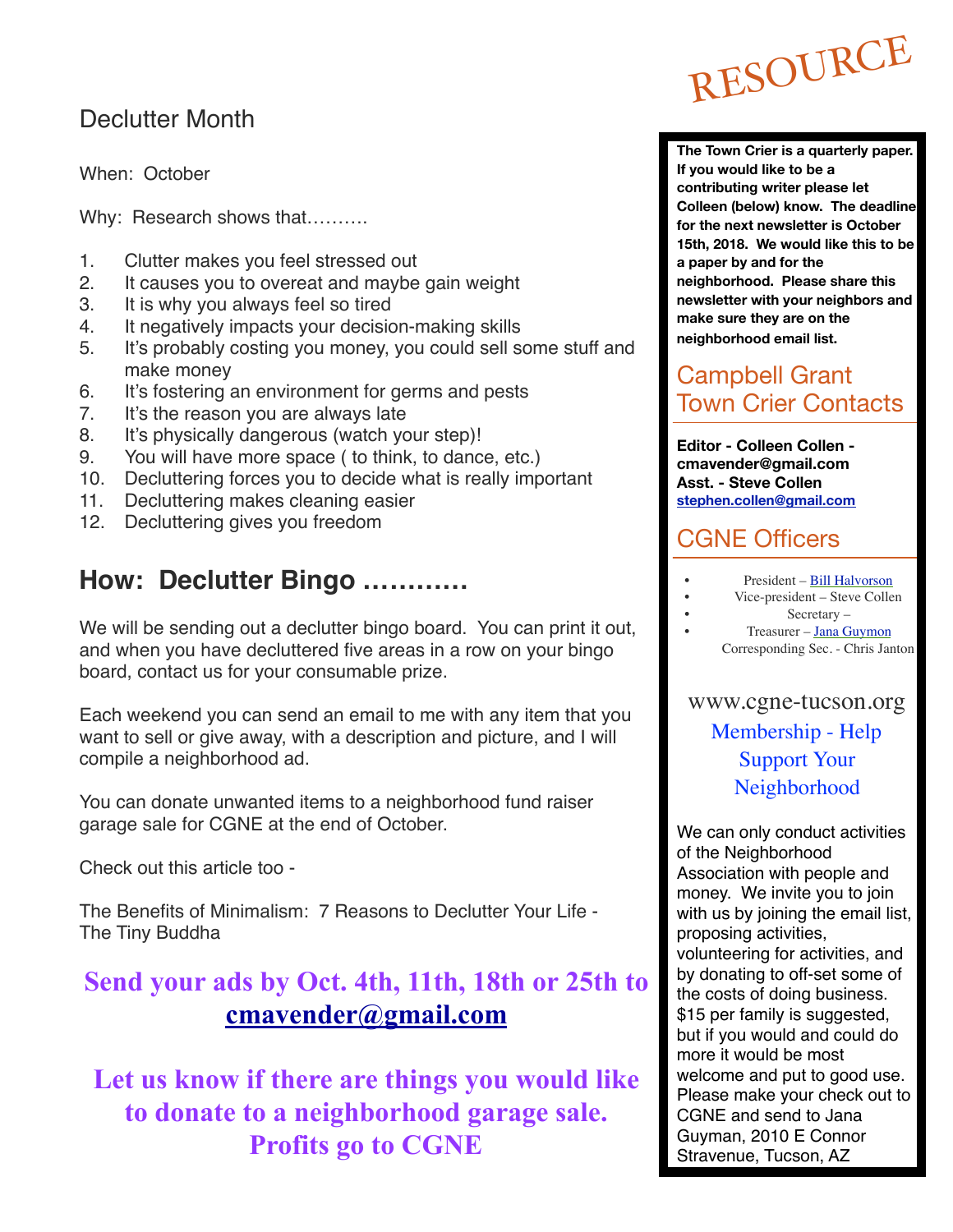# Declutter Month

When: October

Why: Research shows that……….

1. Clutter makes you feel stressed out
2. It causes you to overeat and maybe gain weight
3. It is why you always feel so tired
4. It negatively impacts your decision-making skills
5. It's probably costing you money, you could sell some stuff and make money
6. It's fostering an environment for germs and pests
7. It's the reason you are always late
8. It's physically dangerous (watch your step)!
9. You will have more space ( to think, to dance, etc.)
10. Decluttering forces you to decide what is really important
11. Decluttering makes cleaning easier
12. Decluttering gives you freedom

## How: Declutter Bingo …………

We will be sending out a declutter bingo board. You can print it out, and when you have decluttered five areas in a row on your bingo board, contact us for your consumable prize.

Each weekend you can send an email to me with any item that you want to sell or give away, with a description and picture, and I will compile a neighborhood ad.

You can donate unwanted items to a neighborhood fund raiser garage sale for CGNE at the end of October.

Check out this article too -

The Benefits of Minimalism: 7 Reasons to Declutter Your Life - The Tiny Buddha

**Send your ads by Oct. 4th, 11th, 18th or 25th to cmavender@gmail.com**

**Let us know if there are things you would like to donate to a neighborhood garage sale. Profits go to CGNE**

RESOURCE

**The Town Crier is a quarterly paper. If you would like to be a contributing writer please let Colleen (below) know. The deadline for the next newsletter is October 15th, 2018. We would like this to be a paper by and for the neighborhood. Please share this newsletter with your neighbors and make sure they are on the neighborhood email list.**

## Campbell Grant Town Crier Contacts

**Editor - Colleen Collen - cmavender@gmail.com**
**Asst. - Steve Collen**
**stephen.collen@gmail.com**

## CGNE Officers

- President – Bill Halvorson
- Vice-president – Steve Collen
- Secretary –
- Treasurer – Jana Guymon

Corresponding Sec. - Chris Janton

www.cgne-tucson.org

Membership - Help Support Your Neighborhood

We can only conduct activities of the Neighborhood Association with people and money. We invite you to join with us by joining the email list, proposing activities, volunteering for activities, and by donating to off-set some of the costs of doing business. $15 per family is suggested, but if you would and could do more it would be most welcome and put to good use. Please make your check out to CGNE and send to Jana Guyman, 2010 E Connor Stravenue, Tucson, AZ